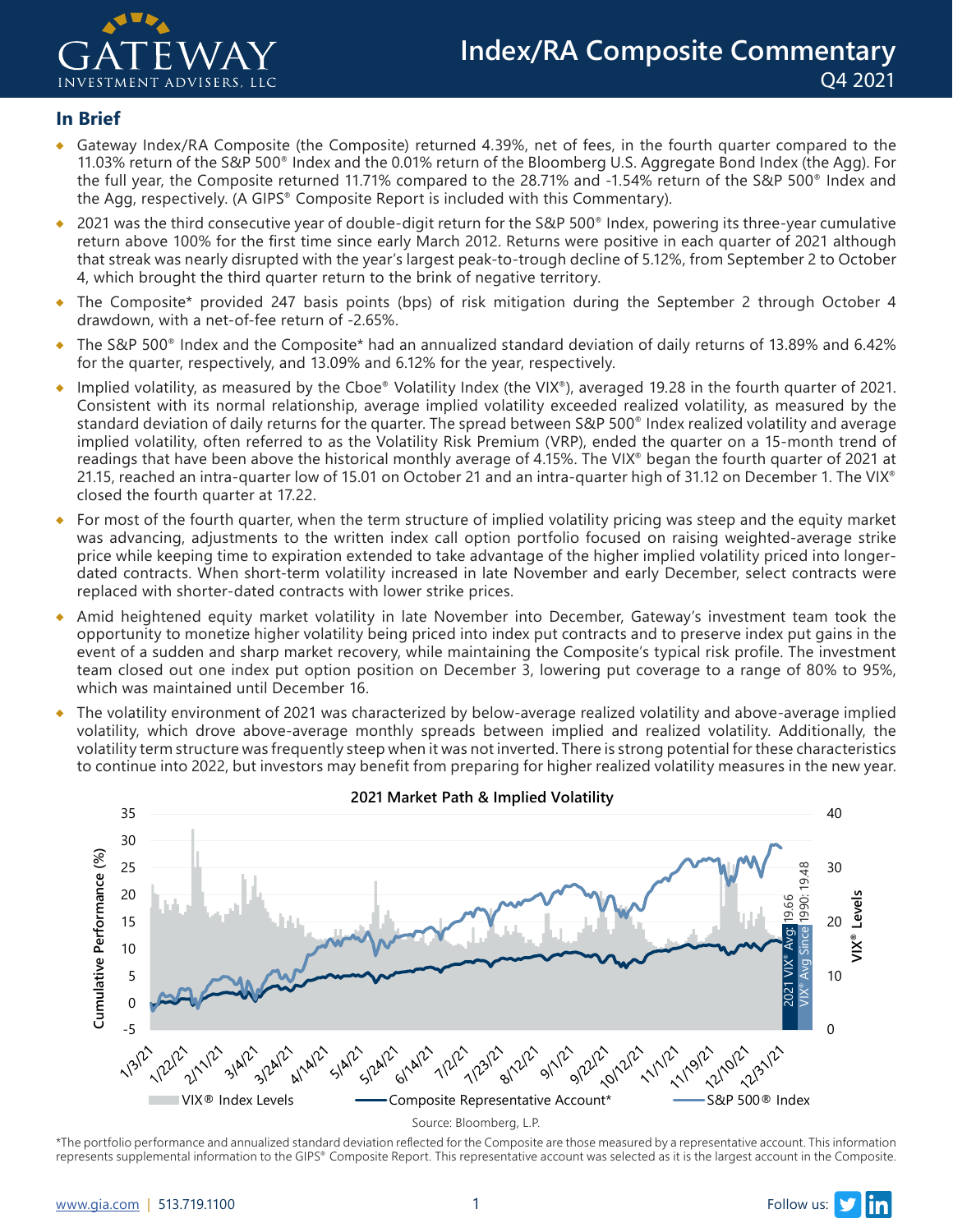# Index/RA Composite Commentary

Q4 2021

## In Brief

- Gateway Index/RA Composite (the Composite) returned 4.39%, net of fees, in the fourth quarter compared to the 11.03% return of the S&P 500® Index and the 0.01% return of the Bloomberg U.S. Aggregate Bond Index (the Agg). For the full year, the Composite returned 11.71% compared to the 28.71% and -1.54% return of the S&P 500® Index and the Agg, respectively. (A GIPS® Composite Report is included with this Commentary).
- 2021 was the third consecutive year of double-digit return for the S&P 500® Index, powering its three-year cumulative return above 100% for the first time since early March 2012. Returns were positive in each quarter of 2021 although that streak was nearly disrupted with the year's largest peak-to-trough decline of 5.12%, from September 2 to October 4, which brought the third quarter return to the brink of negative territory.
- The Composite* provided 247 basis points (bps) of risk mitigation during the September 2 through October 4 drawdown, with a net-of-fee return of -2.65%.
- The S&P 500® Index and the Composite* had an annualized standard deviation of daily returns of 13.89% and 6.42% for the quarter, respectively, and 13.09% and 6.12% for the year, respectively.
- Implied volatility, as measured by the Cboe® Volatility Index (the VIX®), averaged 19.28 in the fourth quarter of 2021. Consistent with its normal relationship, average implied volatility exceeded realized volatility, as measured by the standard deviation of daily returns for the quarter. The spread between S&P 500® Index realized volatility and average implied volatility, often referred to as the Volatility Risk Premium (VRP), ended the quarter on a 15-month trend of readings that have been above the historical monthly average of 4.15%. The VIX® began the fourth quarter of 2021 at 21.15, reached an intra-quarter low of 15.01 on October 21 and an intra-quarter high of 31.12 on December 1. The VIX® closed the fourth quarter at 17.22.
- For most of the fourth quarter, when the term structure of implied volatility pricing was steep and the equity market was advancing, adjustments to the written index call option portfolio focused on raising weighted-average strike price while keeping time to expiration extended to take advantage of the higher implied volatility priced into longer-dated contracts. When short-term volatility increased in late November and early December, select contracts were replaced with shorter-dated contracts with lower strike prices.
- Amid heightened equity market volatility in late November into December, Gateway's investment team took the opportunity to monetize higher volatility being priced into index put contracts and to preserve index put gains in the event of a sudden and sharp market recovery, while maintaining the Composite's typical risk profile. The investment team closed out one index put option position on December 3, lowering put coverage to a range of 80% to 95%, which was maintained until December 16.
- The volatility environment of 2021 was characterized by below-average realized volatility and above-average implied volatility, which drove above-average monthly spreads between implied and realized volatility. Additionally, the volatility term structure was frequently steep when it was not inverted. There is strong potential for these characteristics to continue into 2022, but investors may benefit from preparing for higher realized volatility measures in the new year.

**2021 Market Path & Implied Volatility**

(Chart: Cumulative Performance (%) vs. VIX® Levels; series: VIX® Index Levels, Composite Representative Account*, S&P 500® Index; 2021 VIX® Avg: 19.66; VIX® Avg Since 1990: 19.48)

Source: Bloomberg, L.P.

*The portfolio performance and annualized standard deviation reflected for the Composite are those measured by a representative account. This information represents supplemental information to the GIPS® Composite Report. This representative account was selected as it is the largest account in the Composite.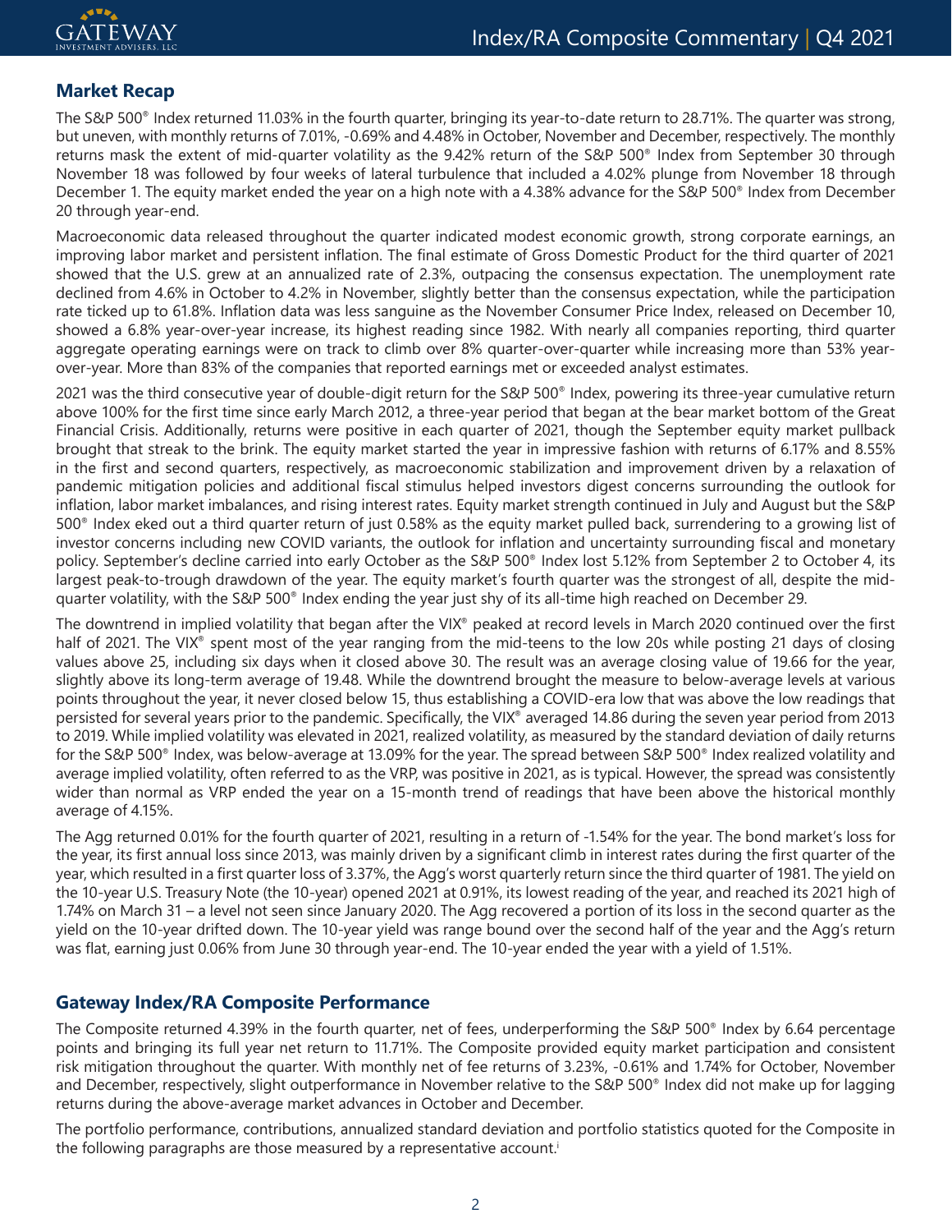## Market Recap

The S&P 500® Index returned 11.03% in the fourth quarter, bringing its year-to-date return to 28.71%. The quarter was strong, but uneven, with monthly returns of 7.01%, -0.69% and 4.48% in October, November and December, respectively. The monthly returns mask the extent of mid-quarter volatility as the 9.42% return of the S&P 500® Index from September 30 through November 18 was followed by four weeks of lateral turbulence that included a 4.02% plunge from November 18 through December 1. The equity market ended the year on a high note with a 4.38% advance for the S&P 500® Index from December 20 through year-end.

Macroeconomic data released throughout the quarter indicated modest economic growth, strong corporate earnings, an improving labor market and persistent inflation. The final estimate of Gross Domestic Product for the third quarter of 2021 showed that the U.S. grew at an annualized rate of 2.3%, outpacing the consensus expectation. The unemployment rate declined from 4.6% in October to 4.2% in November, slightly better than the consensus expectation, while the participation rate ticked up to 61.8%. Inflation data was less sanguine as the November Consumer Price Index, released on December 10, showed a 6.8% year-over-year increase, its highest reading since 1982. With nearly all companies reporting, third quarter aggregate operating earnings were on track to climb over 8% quarter-over-quarter while increasing more than 53% year-over-year. More than 83% of the companies that reported earnings met or exceeded analyst estimates.

2021 was the third consecutive year of double-digit return for the S&P 500® Index, powering its three-year cumulative return above 100% for the first time since early March 2012, a three-year period that began at the bear market bottom of the Great Financial Crisis. Additionally, returns were positive in each quarter of 2021, though the September equity market pullback brought that streak to the brink. The equity market started the year in impressive fashion with returns of 6.17% and 8.55% in the first and second quarters, respectively, as macroeconomic stabilization and improvement driven by a relaxation of pandemic mitigation policies and additional fiscal stimulus helped investors digest concerns surrounding the outlook for inflation, labor market imbalances, and rising interest rates. Equity market strength continued in July and August but the S&P 500® Index eked out a third quarter return of just 0.58% as the equity market pulled back, surrendering to a growing list of investor concerns including new COVID variants, the outlook for inflation and uncertainty surrounding fiscal and monetary policy. September's decline carried into early October as the S&P 500® Index lost 5.12% from September 2 to October 4, its largest peak-to-trough drawdown of the year. The equity market's fourth quarter was the strongest of all, despite the mid-quarter volatility, with the S&P 500® Index ending the year just shy of its all-time high reached on December 29.

The downtrend in implied volatility that began after the VIX® peaked at record levels in March 2020 continued over the first half of 2021. The VIX® spent most of the year ranging from the mid-teens to the low 20s while posting 21 days of closing values above 25, including six days when it closed above 30. The result was an average closing value of 19.66 for the year, slightly above its long-term average of 19.48. While the downtrend brought the measure to below-average levels at various points throughout the year, it never closed below 15, thus establishing a COVID-era low that was above the low readings that persisted for several years prior to the pandemic. Specifically, the VIX® averaged 14.86 during the seven year period from 2013 to 2019. While implied volatility was elevated in 2021, realized volatility, as measured by the standard deviation of daily returns for the S&P 500® Index, was below-average at 13.09% for the year. The spread between S&P 500® Index realized volatility and average implied volatility, often referred to as the VRP, was positive in 2021, as is typical. However, the spread was consistently wider than normal as VRP ended the year on a 15-month trend of readings that have been above the historical monthly average of 4.15%.

The Agg returned 0.01% for the fourth quarter of 2021, resulting in a return of -1.54% for the year. The bond market's loss for the year, its first annual loss since 2013, was mainly driven by a significant climb in interest rates during the first quarter of the year, which resulted in a first quarter loss of 3.37%, the Agg's worst quarterly return since the third quarter of 1981. The yield on the 10-year U.S. Treasury Note (the 10-year) opened 2021 at 0.91%, its lowest reading of the year, and reached its 2021 high of 1.74% on March 31 – a level not seen since January 2020. The Agg recovered a portion of its loss in the second quarter as the yield on the 10-year drifted down. The 10-year yield was range bound over the second half of the year and the Agg's return was flat, earning just 0.06% from June 30 through year-end. The 10-year ended the year with a yield of 1.51%.

## Gateway Index/RA Composite Performance

The Composite returned 4.39% in the fourth quarter, net of fees, underperforming the S&P 500® Index by 6.64 percentage points and bringing its full year net return to 11.71%. The Composite provided equity market participation and consistent risk mitigation throughout the quarter. With monthly net of fee returns of 3.23%, -0.61% and 1.74% for October, November and December, respectively, slight outperformance in November relative to the S&P 500® Index did not make up for lagging returns during the above-average market advances in October and December.

The portfolio performance, contributions, annualized standard deviation and portfolio statistics quoted for the Composite in the following paragraphs are those measured by a representative account.[i]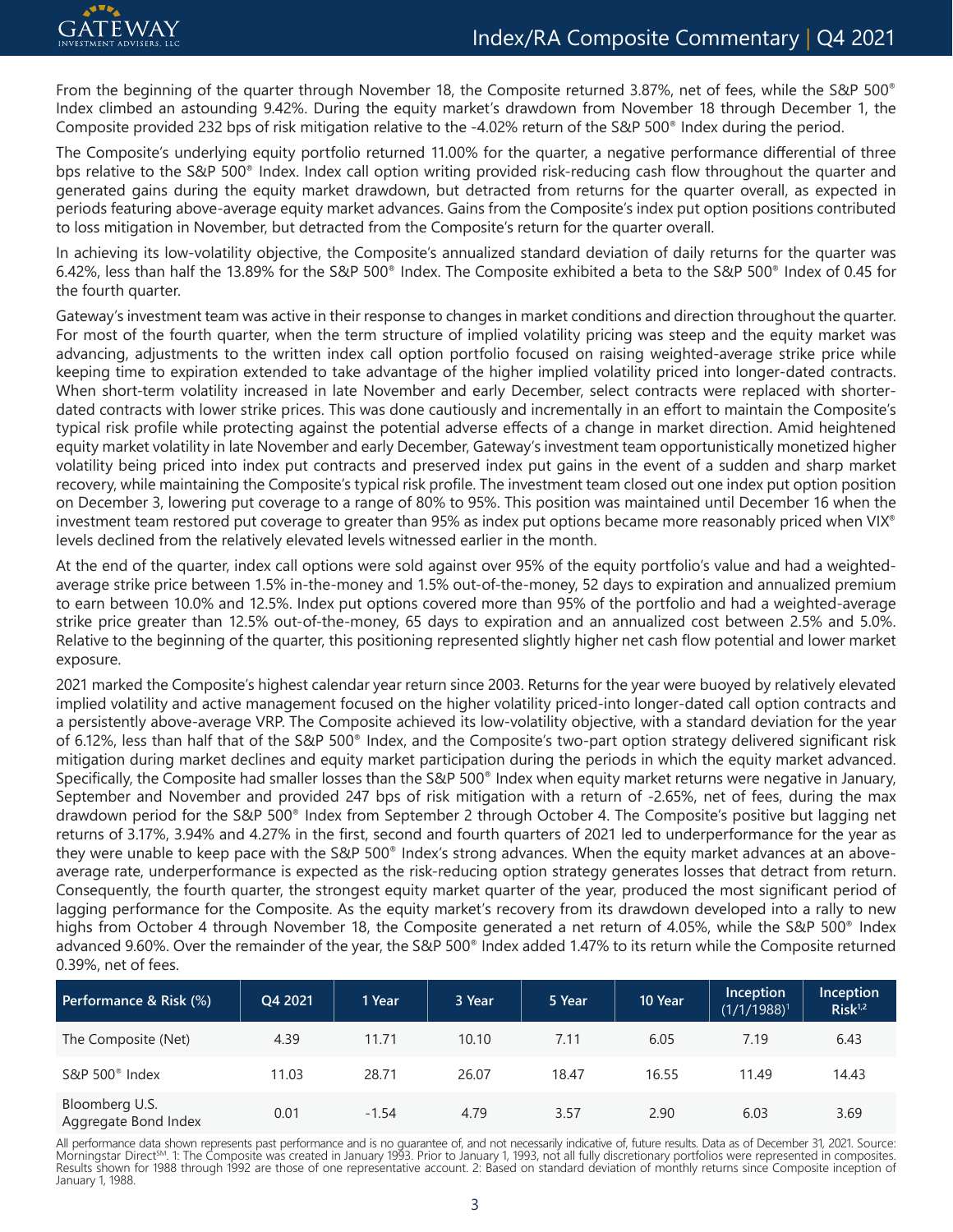From the beginning of the quarter through November 18, the Composite returned 3.87%, net of fees, while the S&P 500® Index climbed an astounding 9.42%. During the equity market's drawdown from November 18 through December 1, the Composite provided 232 bps of risk mitigation relative to the -4.02% return of the S&P 500® Index during the period.

The Composite's underlying equity portfolio returned 11.00% for the quarter, a negative performance differential of three bps relative to the S&P 500® Index. Index call option writing provided risk-reducing cash flow throughout the quarter and generated gains during the equity market drawdown, but detracted from returns for the quarter overall, as expected in periods featuring above-average equity market advances. Gains from the Composite's index put option positions contributed to loss mitigation in November, but detracted from the Composite's return for the quarter overall.

In achieving its low-volatility objective, the Composite's annualized standard deviation of daily returns for the quarter was 6.42%, less than half the 13.89% for the S&P 500® Index. The Composite exhibited a beta to the S&P 500® Index of 0.45 for the fourth quarter.

Gateway's investment team was active in their response to changes in market conditions and direction throughout the quarter. For most of the fourth quarter, when the term structure of implied volatility pricing was steep and the equity market was advancing, adjustments to the written index call option portfolio focused on raising weighted-average strike price while keeping time to expiration extended to take advantage of the higher implied volatility priced into longer-dated contracts. When short-term volatility increased in late November and early December, select contracts were replaced with shorter-dated contracts with lower strike prices. This was done cautiously and incrementally in an effort to maintain the Composite's typical risk profile while protecting against the potential adverse effects of a change in market direction. Amid heightened equity market volatility in late November and early December, Gateway's investment team opportunistically monetized higher volatility being priced into index put contracts and preserved index put gains in the event of a sudden and sharp market recovery, while maintaining the Composite's typical risk profile. The investment team closed out one index put option position on December 3, lowering put coverage to a range of 80% to 95%. This position was maintained until December 16 when the investment team restored put coverage to greater than 95% as index put options became more reasonably priced when VIX® levels declined from the relatively elevated levels witnessed earlier in the month.

At the end of the quarter, index call options were sold against over 95% of the equity portfolio's value and had a weighted-average strike price between 1.5% in-the-money and 1.5% out-of-the-money, 52 days to expiration and annualized premium to earn between 10.0% and 12.5%. Index put options covered more than 95% of the portfolio and had a weighted-average strike price greater than 12.5% out-of-the-money, 65 days to expiration and an annualized cost between 2.5% and 5.0%. Relative to the beginning of the quarter, this positioning represented slightly higher net cash flow potential and lower market exposure.

2021 marked the Composite's highest calendar year return since 2003. Returns for the year were buoyed by relatively elevated implied volatility and active management focused on the higher volatility priced-into longer-dated call option contracts and a persistently above-average VRP. The Composite achieved its low-volatility objective, with a standard deviation for the year of 6.12%, less than half that of the S&P 500® Index, and the Composite's two-part option strategy delivered significant risk mitigation during market declines and equity market participation during the periods in which the equity market advanced. Specifically, the Composite had smaller losses than the S&P 500® Index when equity market returns were negative in January, September and November and provided 247 bps of risk mitigation with a return of -2.65%, net of fees, during the max drawdown period for the S&P 500® Index from September 2 through October 4. The Composite's positive but lagging net returns of 3.17%, 3.94% and 4.27% in the first, second and fourth quarters of 2021 led to underperformance for the year as they were unable to keep pace with the S&P 500® Index's strong advances. When the equity market advances at an above-average rate, underperformance is expected as the risk-reducing option strategy generates losses that detract from return. Consequently, the fourth quarter, the strongest equity market quarter of the year, produced the most significant period of lagging performance for the Composite. As the equity market's recovery from its drawdown developed into a rally to new highs from October 4 through November 18, the Composite generated a net return of 4.05%, while the S&P 500® Index advanced 9.60%. Over the remainder of the year, the S&P 500® Index added 1.47% to its return while the Composite returned 0.39%, net of fees.

| Performance & Risk (%) | Q4 2021 | 1 Year | 3 Year | 5 Year | 10 Year | Inception (1/1/1988)[1] | Inception Risk[1,2] |
|---|---|---|---|---|---|---|---|
| The Composite (Net) | 4.39 | 11.71 | 10.10 | 7.11 | 6.05 | 7.19 | 6.43 |
| S&P 500® Index | 11.03 | 28.71 | 26.07 | 18.47 | 16.55 | 11.49 | 14.43 |
| Bloomberg U.S. Aggregate Bond Index | 0.01 | -1.54 | 4.79 | 3.57 | 2.90 | 6.03 | 3.69 |

All performance data shown represents past performance and is no guarantee of, and not necessarily indicative of, future results. Data as of December 31, 2021. Source: Morningstar Direct℠. 1: The Composite was created in January 1993. Prior to January 1, 1993, not all fully discretionary portfolios were represented in composites. Results shown for 1988 through 1992 are those of one representative account. 2: Based on standard deviation of monthly returns since Composite inception of January 1, 1988.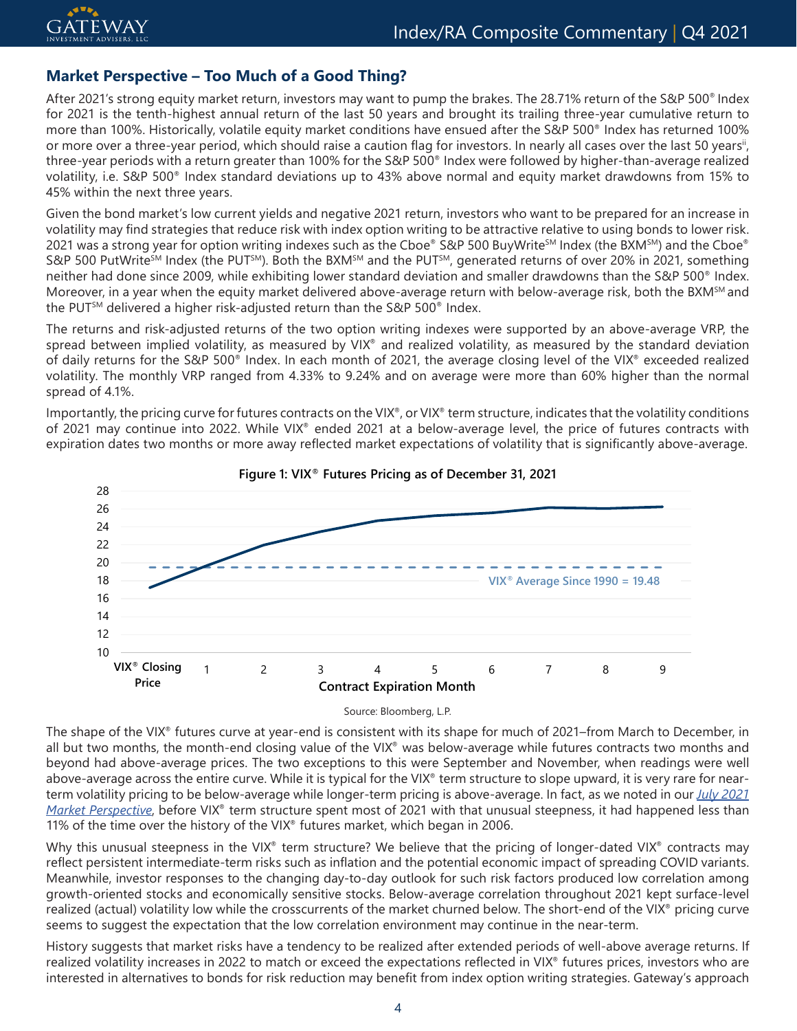## Market Perspective – Too Much of a Good Thing?

After 2021's strong equity market return, investors may want to pump the brakes. The 28.71% return of the S&P 500® Index for 2021 is the tenth-highest annual return of the last 50 years and brought its trailing three-year cumulative return to more than 100%. Historically, volatile equity market conditions have ensued after the S&P 500® Index has returned 100% or more over a three-year period, which should raise a caution flag for investors. In nearly all cases over the last 50 years[ii], three-year periods with a return greater than 100% for the S&P 500® Index were followed by higher-than-average realized volatility, i.e. S&P 500® Index standard deviations up to 43% above normal and equity market drawdowns from 15% to 45% within the next three years.

Given the bond market's low current yields and negative 2021 return, investors who want to be prepared for an increase in volatility may find strategies that reduce risk with index option writing to be attractive relative to using bonds to lower risk. 2021 was a strong year for option writing indexes such as the Cboe® S&P 500 BuyWrite℠ Index (the BXM℠) and the Cboe® S&P 500 PutWrite℠ Index (the PUT℠). Both the BXM℠ and the PUT℠, generated returns of over 20% in 2021, something neither had done since 2009, while exhibiting lower standard deviation and smaller drawdowns than the S&P 500® Index. Moreover, in a year when the equity market delivered above-average return with below-average risk, both the BXM℠ and the PUT℠ delivered a higher risk-adjusted return than the S&P 500® Index.

The returns and risk-adjusted returns of the two option writing indexes were supported by an above-average VRP, the spread between implied volatility, as measured by VIX® and realized volatility, as measured by the standard deviation of daily returns for the S&P 500® Index. In each month of 2021, the average closing level of the VIX® exceeded realized volatility. The monthly VRP ranged from 4.33% to 9.24% and on average were more than 60% higher than the normal spread of 4.1%.

Importantly, the pricing curve for futures contracts on the VIX®, or VIX® term structure, indicates that the volatility conditions of 2021 may continue into 2022. While VIX® ended 2021 at a below-average level, the price of futures contracts with expiration dates two months or more away reflected market expectations of volatility that is significantly above-average.

**Figure 1: VIX® Futures Pricing as of December 31, 2021**

Source: Bloomberg, L.P.

The shape of the VIX® futures curve at year-end is consistent with its shape for much of 2021–from March to December, in all but two months, the month-end closing value of the VIX® was below-average while futures contracts two months and beyond had above-average prices. The two exceptions to this were September and November, when readings were well above-average across the entire curve. While it is typical for the VIX® term structure to slope upward, it is very rare for near-term volatility pricing to be below-average while longer-term pricing is above-average. In fact, as we noted in our *July 2021 Market Perspective*, before VIX® term structure spent most of 2021 with that unusual steepness, it had happened less than 11% of the time over the history of the VIX® futures market, which began in 2006.

Why this unusual steepness in the VIX® term structure? We believe that the pricing of longer-dated VIX® contracts may reflect persistent intermediate-term risks such as inflation and the potential economic impact of spreading COVID variants. Meanwhile, investor responses to the changing day-to-day outlook for such risk factors produced low correlation among growth-oriented stocks and economically sensitive stocks. Below-average correlation throughout 2021 kept surface-level realized (actual) volatility low while the crosscurrents of the market churned below. The short-end of the VIX® pricing curve seems to suggest the expectation that the low correlation environment may continue in the near-term.

History suggests that market risks have a tendency to be realized after extended periods of well-above average returns. If realized volatility increases in 2022 to match or exceed the expectations reflected in VIX® futures prices, investors who are interested in alternatives to bonds for risk reduction may benefit from index option writing strategies. Gateway's approach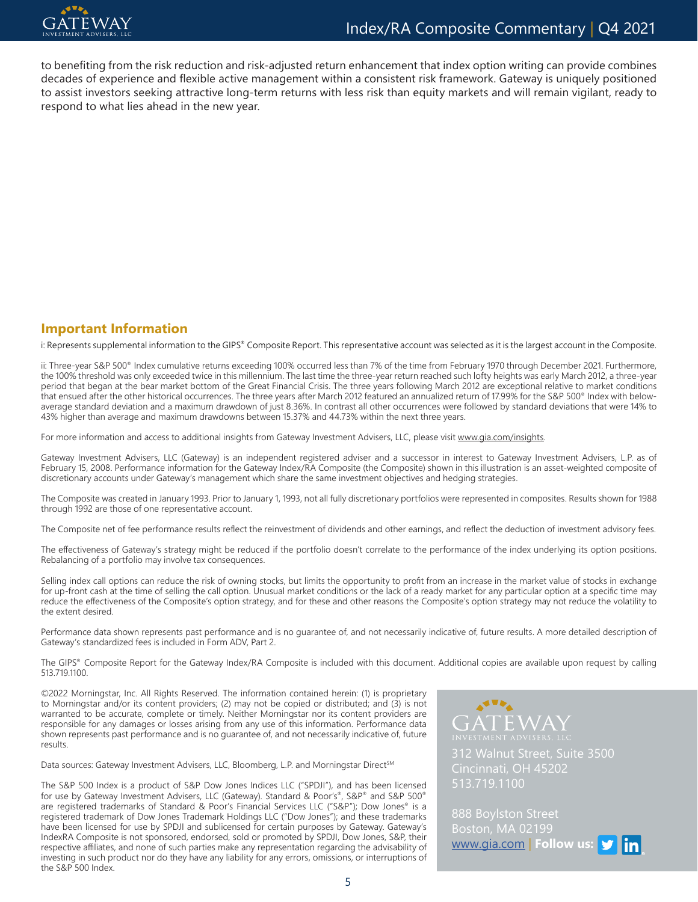to benefiting from the risk reduction and risk-adjusted return enhancement that index option writing can provide combines decades of experience and flexible active management within a consistent risk framework. Gateway is uniquely positioned to assist investors seeking attractive long-term returns with less risk than equity markets and will remain vigilant, ready to respond to what lies ahead in the new year.

## Important Information

i: Represents supplemental information to the GIPS® Composite Report. This representative account was selected as it is the largest account in the Composite.

ii: Three-year S&P 500® Index cumulative returns exceeding 100% occurred less than 7% of the time from February 1970 through December 2021. Furthermore, the 100% threshold was only exceeded twice in this millennium. The last time the three-year return reached such lofty heights was early March 2012, a three-year period that began at the bear market bottom of the Great Financial Crisis. The three years following March 2012 are exceptional relative to market conditions that ensued after the other historical occurrences. The three years after March 2012 featured an annualized return of 17.99% for the S&P 500® Index with below-average standard deviation and a maximum drawdown of just 8.36%. In contrast all other occurrences were followed by standard deviations that were 14% to 43% higher than average and maximum drawdowns between 15.37% and 44.73% within the next three years.

For more information and access to additional insights from Gateway Investment Advisers, LLC, please visit www.gia.com/insights.

Gateway Investment Advisers, LLC (Gateway) is an independent registered adviser and a successor in interest to Gateway Investment Advisers, L.P. as of February 15, 2008. Performance information for the Gateway Index/RA Composite (the Composite) shown in this illustration is an asset-weighted composite of discretionary accounts under Gateway's management which share the same investment objectives and hedging strategies.

The Composite was created in January 1993. Prior to January 1, 1993, not all fully discretionary portfolios were represented in composites. Results shown for 1988 through 1992 are those of one representative account.

The Composite net of fee performance results reflect the reinvestment of dividends and other earnings, and reflect the deduction of investment advisory fees.

The effectiveness of Gateway's strategy might be reduced if the portfolio doesn't correlate to the performance of the index underlying its option positions. Rebalancing of a portfolio may involve tax consequences.

Selling index call options can reduce the risk of owning stocks, but limits the opportunity to profit from an increase in the market value of stocks in exchange for up-front cash at the time of selling the call option. Unusual market conditions or the lack of a ready market for any particular option at a specific time may reduce the effectiveness of the Composite's option strategy, and for these and other reasons the Composite's option strategy may not reduce the volatility to the extent desired.

Performance data shown represents past performance and is no guarantee of, and not necessarily indicative of, future results. A more detailed description of Gateway's standardized fees is included in Form ADV, Part 2.

The GIPS® Composite Report for the Gateway Index/RA Composite is included with this document. Additional copies are available upon request by calling 513.719.1100.

©2022 Morningstar, Inc. All Rights Reserved. The information contained herein: (1) is proprietary to Morningstar and/or its content providers; (2) may not be copied or distributed; and (3) is not warranted to be accurate, complete or timely. Neither Morningstar nor its content providers are responsible for any damages or losses arising from any use of this information. Performance data shown represents past performance and is no guarantee of, and not necessarily indicative of, future results.

Data sources: Gateway Investment Advisers, LLC, Bloomberg, L.P. and Morningstar Direct℠

The S&P 500 Index is a product of S&P Dow Jones Indices LLC ("SPDJI"), and has been licensed for use by Gateway Investment Advisers, LLC (Gateway). Standard & Poor's®, S&P® and S&P 500® are registered trademarks of Standard & Poor's Financial Services LLC ("S&P"); Dow Jones® is a registered trademark of Dow Jones Trademark Holdings LLC ("Dow Jones"); and these trademarks have been licensed for use by SPDJI and sublicensed for certain purposes by Gateway. Gateway's IndexRA Composite is not sponsored, endorsed, sold or promoted by SPDJI, Dow Jones, S&P, their respective affiliates, and none of such parties make any representation regarding the advisability of investing in such product nor do they have any liability for any errors, omissions, or interruptions of the S&P 500 Index.

GATEWAY
INVESTMENT ADVISERS, LLC

312 Walnut Street, Suite 3500
Cincinnati, OH 45202
513.719.1100

888 Boylston Street
Boston, MA 02199
www.gia.com | **Follow us:**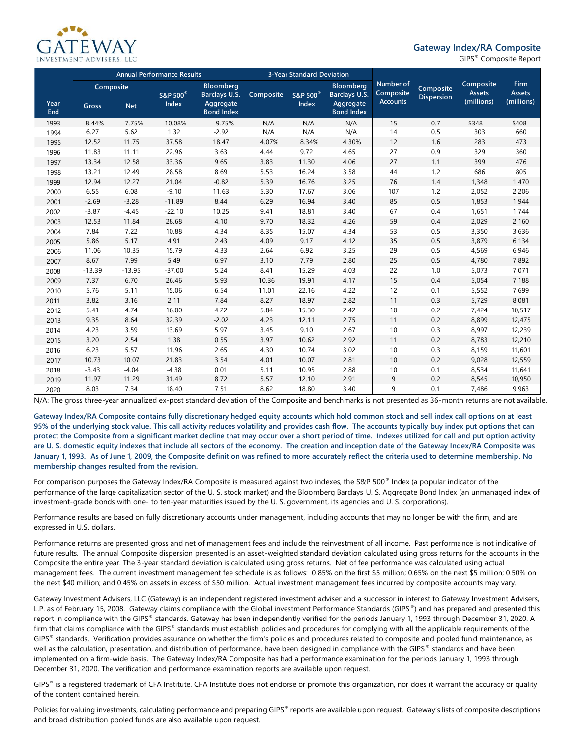GATEWAY
INVESTMENT ADVISERS, LLC

## Gateway Index/RA Composite

GIPS® Composite Report

| Year End | Annual Performance Results | | | | 3-Year Standard Deviation | | | Number of Composite Accounts | Composite Dispersion | Composite Assets (millions) | Firm Assets (millions) |
|---|---|---|---|---|---|---|---|---|---|---|---|
| | Composite | | S&P 500® Index | Bloomberg Barclays U.S. Aggregate Bond Index | Composite | S&P 500® Index | Bloomberg Barclays U.S. Aggregate Bond Index | | | | |
| | Gross | Net | | | | | | | | | |
| 1993 | 8.44% | 7.75% | 10.08% | 9.75% | N/A | N/A | N/A | 15 | 0.7 | $348 | $408 |
| 1994 | 6.27 | 5.62 | 1.32 | -2.92 | N/A | N/A | N/A | 14 | 0.5 | 303 | 660 |
| 1995 | 12.52 | 11.75 | 37.58 | 18.47 | 4.07% | 8.34% | 4.30% | 12 | 1.6 | 283 | 473 |
| 1996 | 11.83 | 11.11 | 22.96 | 3.63 | 4.44 | 9.72 | 4.65 | 27 | 0.9 | 329 | 360 |
| 1997 | 13.34 | 12.58 | 33.36 | 9.65 | 3.83 | 11.30 | 4.06 | 27 | 1.1 | 399 | 476 |
| 1998 | 13.21 | 12.49 | 28.58 | 8.69 | 5.53 | 16.24 | 3.58 | 44 | 1.2 | 686 | 805 |
| 1999 | 12.94 | 12.27 | 21.04 | -0.82 | 5.39 | 16.76 | 3.25 | 76 | 1.4 | 1,348 | 1,470 |
| 2000 | 6.55 | 6.08 | -9.10 | 11.63 | 5.30 | 17.67 | 3.06 | 107 | 1.2 | 2,052 | 2,206 |
| 2001 | -2.69 | -3.28 | -11.89 | 8.44 | 6.29 | 16.94 | 3.40 | 85 | 0.5 | 1,853 | 1,944 |
| 2002 | -3.87 | -4.45 | -22.10 | 10.25 | 9.41 | 18.81 | 3.40 | 67 | 0.4 | 1,651 | 1,744 |
| 2003 | 12.53 | 11.84 | 28.68 | 4.10 | 9.70 | 18.32 | 4.26 | 59 | 0.4 | 2,029 | 2,160 |
| 2004 | 7.84 | 7.22 | 10.88 | 4.34 | 8.35 | 15.07 | 4.34 | 53 | 0.5 | 3,350 | 3,636 |
| 2005 | 5.86 | 5.17 | 4.91 | 2.43 | 4.09 | 9.17 | 4.12 | 35 | 0.5 | 3,879 | 6,134 |
| 2006 | 11.06 | 10.35 | 15.79 | 4.33 | 2.64 | 6.92 | 3.25 | 29 | 0.5 | 4,569 | 6,946 |
| 2007 | 8.67 | 7.99 | 5.49 | 6.97 | 3.10 | 7.79 | 2.80 | 25 | 0.5 | 4,780 | 7,892 |
| 2008 | -13.39 | -13.95 | -37.00 | 5.24 | 8.41 | 15.29 | 4.03 | 22 | 1.0 | 5,073 | 7,071 |
| 2009 | 7.37 | 6.70 | 26.46 | 5.93 | 10.36 | 19.91 | 4.17 | 15 | 0.4 | 5,054 | 7,188 |
| 2010 | 5.76 | 5.11 | 15.06 | 6.54 | 11.01 | 22.16 | 4.22 | 12 | 0.1 | 5,552 | 7,699 |
| 2011 | 3.82 | 3.16 | 2.11 | 7.84 | 8.27 | 18.97 | 2.82 | 11 | 0.3 | 5,729 | 8,081 |
| 2012 | 5.41 | 4.74 | 16.00 | 4.22 | 5.84 | 15.30 | 2.42 | 10 | 0.2 | 7,424 | 10,517 |
| 2013 | 9.35 | 8.64 | 32.39 | -2.02 | 4.23 | 12.11 | 2.75 | 11 | 0.2 | 8,899 | 12,475 |
| 2014 | 4.23 | 3.59 | 13.69 | 5.97 | 3.45 | 9.10 | 2.67 | 10 | 0.3 | 8,997 | 12,239 |
| 2015 | 3.20 | 2.54 | 1.38 | 0.55 | 3.97 | 10.62 | 2.92 | 11 | 0.2 | 8,783 | 12,210 |
| 2016 | 6.23 | 5.57 | 11.96 | 2.65 | 4.30 | 10.74 | 3.02 | 10 | 0.3 | 8,159 | 11,601 |
| 2017 | 10.73 | 10.07 | 21.83 | 3.54 | 4.01 | 10.07 | 2.81 | 10 | 0.2 | 9,028 | 12,559 |
| 2018 | -3.43 | -4.04 | -4.38 | 0.01 | 5.11 | 10.95 | 2.88 | 10 | 0.1 | 8,534 | 11,641 |
| 2019 | 11.97 | 11.29 | 31.49 | 8.72 | 5.57 | 12.10 | 2.91 | 9 | 0.2 | 8,545 | 10,950 |
| 2020 | 8.03 | 7.34 | 18.40 | 7.51 | 8.62 | 18.80 | 3.40 | 9 | 0.1 | 7,486 | 9,963 |

N/A: The gross three-year annualized ex-post standard deviation of the Composite and benchmarks is not presented as 36-month returns are not available.

**Gateway Index/RA Composite contains fully discretionary hedged equity accounts which hold common stock and sell index call options on at least 95% of the underlying stock value. This call activity reduces volatility and provides cash flow. The accounts typically buy index put options that can protect the Composite from a significant market decline that may occur over a short period of time. Indexes utilized for call and put option activity are U. S. domestic equity indexes that include all sectors of the economy. The creation and inception date of the Gateway Index/RA Composite was January 1, 1993. As of June 1, 2009, the Composite definition was refined to more accurately reflect the criteria used to determine membership. No membership changes resulted from the revision.**

For comparison purposes the Gateway Index/RA Composite is measured against two indexes, the S&P 500® Index (a popular indicator of the performance of the large capitalization sector of the U. S. stock market) and the Bloomberg Barclays U. S. Aggregate Bond Index (an unmanaged index of investment-grade bonds with one- to ten-year maturities issued by the U. S. government, its agencies and U. S. corporations).

Performance results are based on fully discretionary accounts under management, including accounts that may no longer be with the firm, and are expressed in U.S. dollars.

Performance returns are presented gross and net of management fees and include the reinvestment of all income. Past performance is not indicative of future results. The annual Composite dispersion presented is an asset-weighted standard deviation calculated using gross returns for the accounts in the Composite the entire year. The 3-year standard deviation is calculated using gross returns. Net of fee performance was calculated using actual management fees. The current investment management fee schedule is as follows: 0.85% on the first $5 million; 0.65% on the next $5 million; 0.50% on the next $40 million; and 0.45% on assets in excess of $50 million. Actual investment management fees incurred by composite accounts may vary.

Gateway Investment Advisers, LLC (Gateway) is an independent registered investment adviser and a successor in interest to Gateway Investment Advisers, L.P. as of February 15, 2008. Gateway claims compliance with the Global investment Performance Standards (GIPS®) and has prepared and presented this report in compliance with the GIPS® standards. Gateway has been independently verified for the periods January 1, 1993 through December 31, 2020. A firm that claims compliance with the GIPS® standards must establish policies and procedures for complying with all the applicable requirements of the GIPS® standards. Verification provides assurance on whether the firm's policies and procedures related to composite and pooled fund maintenance, as well as the calculation, presentation, and distribution of performance, have been designed in compliance with the GIPS® standards and have been implemented on a firm-wide basis. The Gateway Index/RA Composite has had a performance examination for the periods January 1, 1993 through December 31, 2020. The verification and performance examination reports are available upon request.

GIPS® is a registered trademark of CFA Institute. CFA Institute does not endorse or promote this organization, nor does it warrant the accuracy or quality of the content contained herein.

Policies for valuing investments, calculating performance and preparing GIPS® reports are available upon request. Gateway's lists of composite descriptions and broad distribution pooled funds are also available upon request.